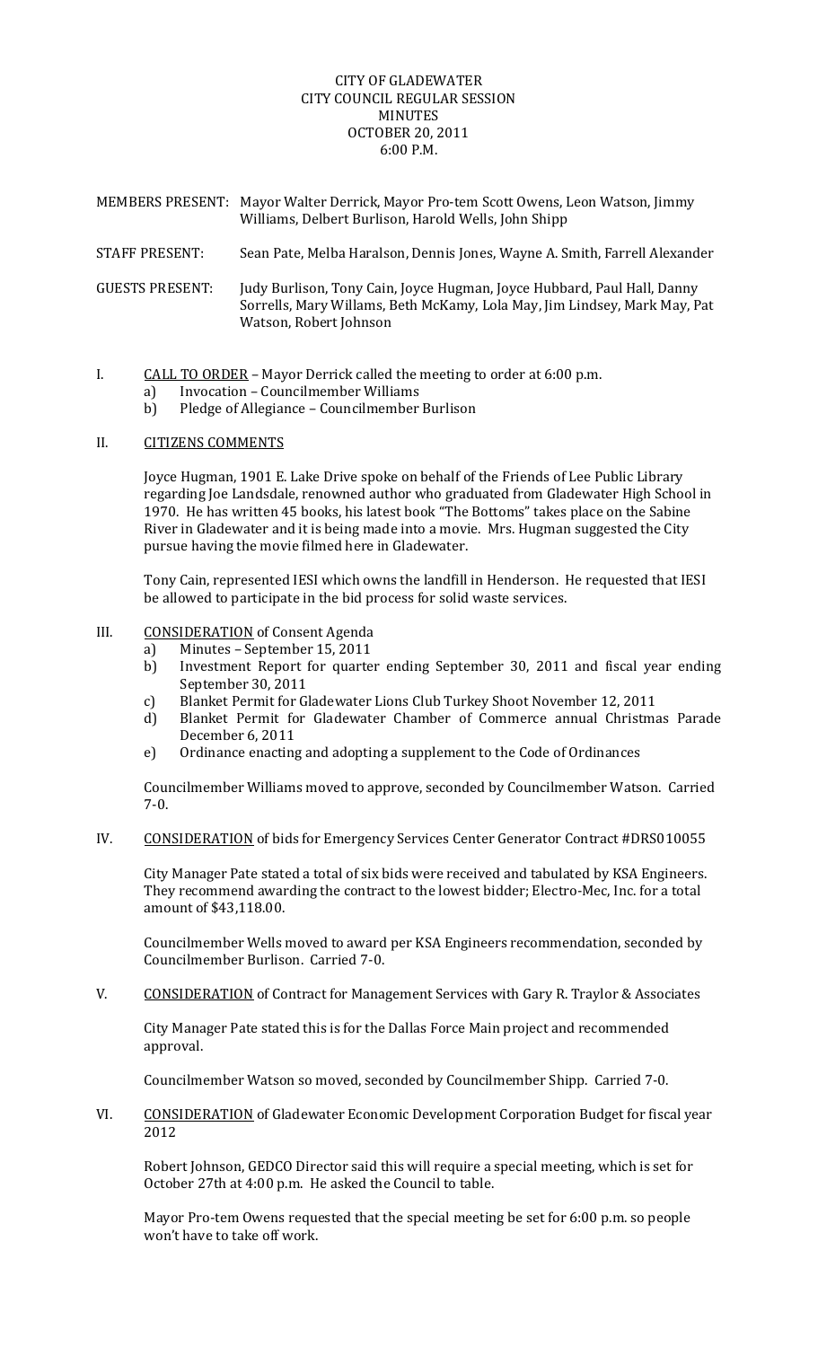CITY OF GLADEWATER
CITY COUNCIL REGULAR SESSION
MINUTES
OCTOBER 20, 2011
6:00 P.M.

MEMBERS PRESENT: Mayor Walter Derrick, Mayor Pro-tem Scott Owens, Leon Watson, Jimmy Williams, Delbert Burlison, Harold Wells, John Shipp

STAFF PRESENT: Sean Pate, Melba Haralson, Dennis Jones, Wayne A. Smith, Farrell Alexander

GUESTS PRESENT: Judy Burlison, Tony Cain, Joyce Hugman, Joyce Hubbard, Paul Hall, Danny Sorrells, Mary Willams, Beth McKamy, Lola May, Jim Lindsey, Mark May, Pat Watson, Robert Johnson

I. CALL TO ORDER – Mayor Derrick called the meeting to order at 6:00 p.m.
   a) Invocation – Councilmember Williams
   b) Pledge of Allegiance – Councilmember Burlison

II. CITIZENS COMMENTS

Joyce Hugman, 1901 E. Lake Drive spoke on behalf of the Friends of Lee Public Library regarding Joe Landsdale, renowned author who graduated from Gladewater High School in 1970. He has written 45 books, his latest book "The Bottoms" takes place on the Sabine River in Gladewater and it is being made into a movie. Mrs. Hugman suggested the City pursue having the movie filmed here in Gladewater.

Tony Cain, represented IESI which owns the landfill in Henderson. He requested that IESI be allowed to participate in the bid process for solid waste services.

III. CONSIDERATION of Consent Agenda
   a) Minutes – September 15, 2011
   b) Investment Report for quarter ending September 30, 2011 and fiscal year ending September 30, 2011
   c) Blanket Permit for Gladewater Lions Club Turkey Shoot November 12, 2011
   d) Blanket Permit for Gladewater Chamber of Commerce annual Christmas Parade December 6, 2011
   e) Ordinance enacting and adopting a supplement to the Code of Ordinances

Councilmember Williams moved to approve, seconded by Councilmember Watson. Carried 7-0.

IV. CONSIDERATION of bids for Emergency Services Center Generator Contract #DRS010055

City Manager Pate stated a total of six bids were received and tabulated by KSA Engineers. They recommend awarding the contract to the lowest bidder; Electro-Mec, Inc. for a total amount of $43,118.00.

Councilmember Wells moved to award per KSA Engineers recommendation, seconded by Councilmember Burlison. Carried 7-0.

V. CONSIDERATION of Contract for Management Services with Gary R. Traylor & Associates

City Manager Pate stated this is for the Dallas Force Main project and recommended approval.

Councilmember Watson so moved, seconded by Councilmember Shipp. Carried 7-0.

VI. CONSIDERATION of Gladewater Economic Development Corporation Budget for fiscal year 2012

Robert Johnson, GEDCO Director said this will require a special meeting, which is set for October 27th at 4:00 p.m. He asked the Council to table.

Mayor Pro-tem Owens requested that the special meeting be set for 6:00 p.m. so people won't have to take off work.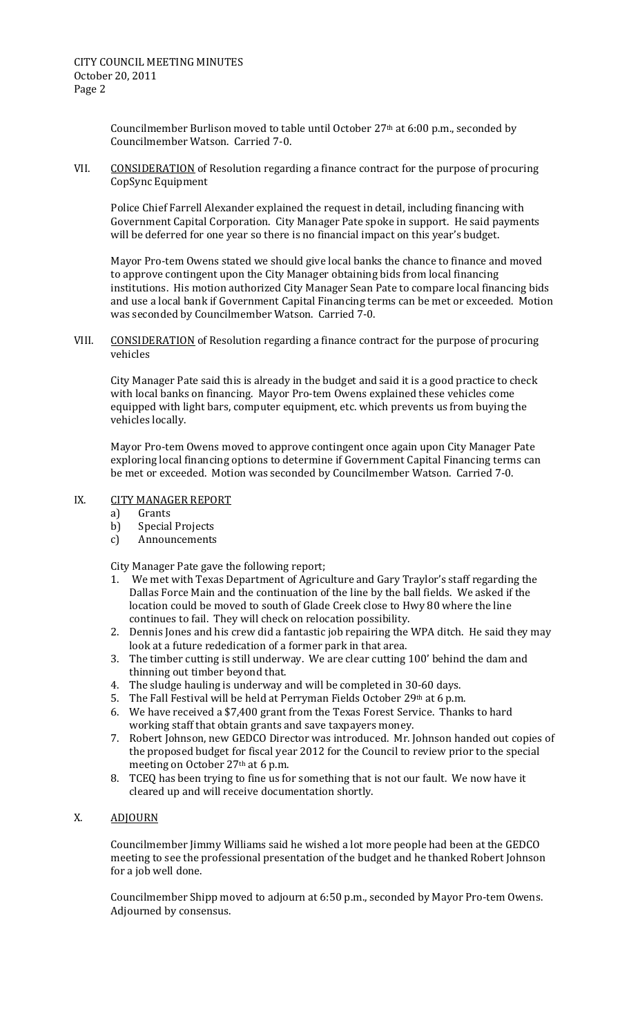Councilmember Burlison moved to table until October 27th at 6:00 p.m., seconded by Councilmember Watson. Carried 7-0.

VII. CONSIDERATION of Resolution regarding a finance contract for the purpose of procuring CopSync Equipment

Police Chief Farrell Alexander explained the request in detail, including financing with Government Capital Corporation. City Manager Pate spoke in support. He said payments will be deferred for one year so there is no financial impact on this year's budget.

Mayor Pro-tem Owens stated we should give local banks the chance to finance and moved to approve contingent upon the City Manager obtaining bids from local financing institutions. His motion authorized City Manager Sean Pate to compare local financing bids and use a local bank if Government Capital Financing terms can be met or exceeded. Motion was seconded by Councilmember Watson. Carried 7-0.

VIII. CONSIDERATION of Resolution regarding a finance contract for the purpose of procuring vehicles

City Manager Pate said this is already in the budget and said it is a good practice to check with local banks on financing. Mayor Pro-tem Owens explained these vehicles come equipped with light bars, computer equipment, etc. which prevents us from buying the vehicles locally.

Mayor Pro-tem Owens moved to approve contingent once again upon City Manager Pate exploring local financing options to determine if Government Capital Financing terms can be met or exceeded. Motion was seconded by Councilmember Watson. Carried 7-0.

IX. CITY MANAGER REPORT

a) Grants
b) Special Projects
c) Announcements

City Manager Pate gave the following report;

1. We met with Texas Department of Agriculture and Gary Traylor's staff regarding the Dallas Force Main and the continuation of the line by the ball fields. We asked if the location could be moved to south of Glade Creek close to Hwy 80 where the line continues to fail. They will check on relocation possibility.
2. Dennis Jones and his crew did a fantastic job repairing the WPA ditch. He said they may look at a future rededication of a former park in that area.
3. The timber cutting is still underway. We are clear cutting 100' behind the dam and thinning out timber beyond that.
4. The sludge hauling is underway and will be completed in 30-60 days.
5. The Fall Festival will be held at Perryman Fields October 29th at 6 p.m.
6. We have received a $7,400 grant from the Texas Forest Service. Thanks to hard working staff that obtain grants and save taxpayers money.
7. Robert Johnson, new GEDCO Director was introduced. Mr. Johnson handed out copies of the proposed budget for fiscal year 2012 for the Council to review prior to the special meeting on October 27th at 6 p.m.
8. TCEQ has been trying to fine us for something that is not our fault. We now have it cleared up and will receive documentation shortly.

X. ADJOURN

Councilmember Jimmy Williams said he wished a lot more people had been at the GEDCO meeting to see the professional presentation of the budget and he thanked Robert Johnson for a job well done.

Councilmember Shipp moved to adjourn at 6:50 p.m., seconded by Mayor Pro-tem Owens. Adjourned by consensus.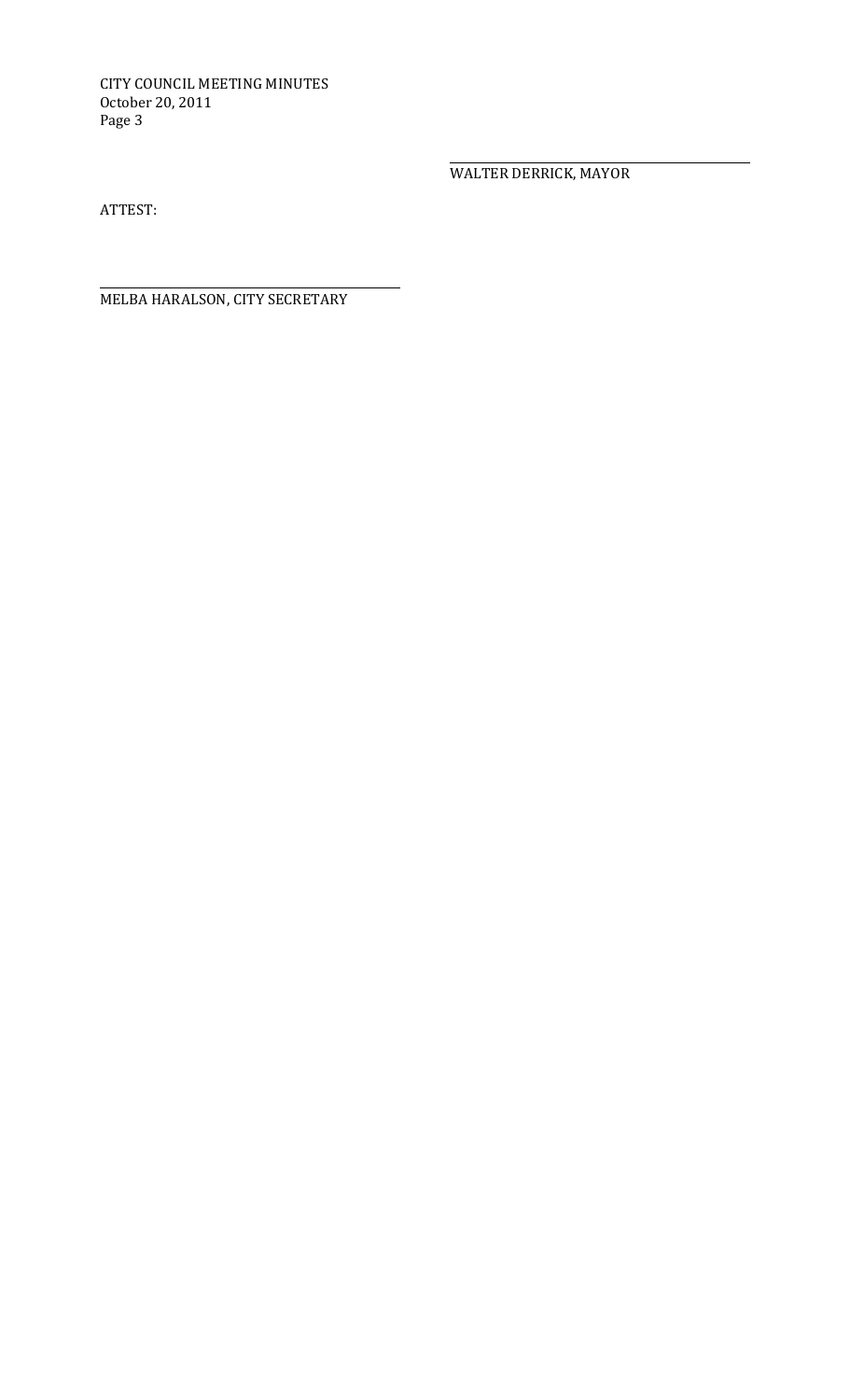WALTER DERRICK, MAYOR

ATTEST:

MELBA HARALSON, CITY SECRETARY